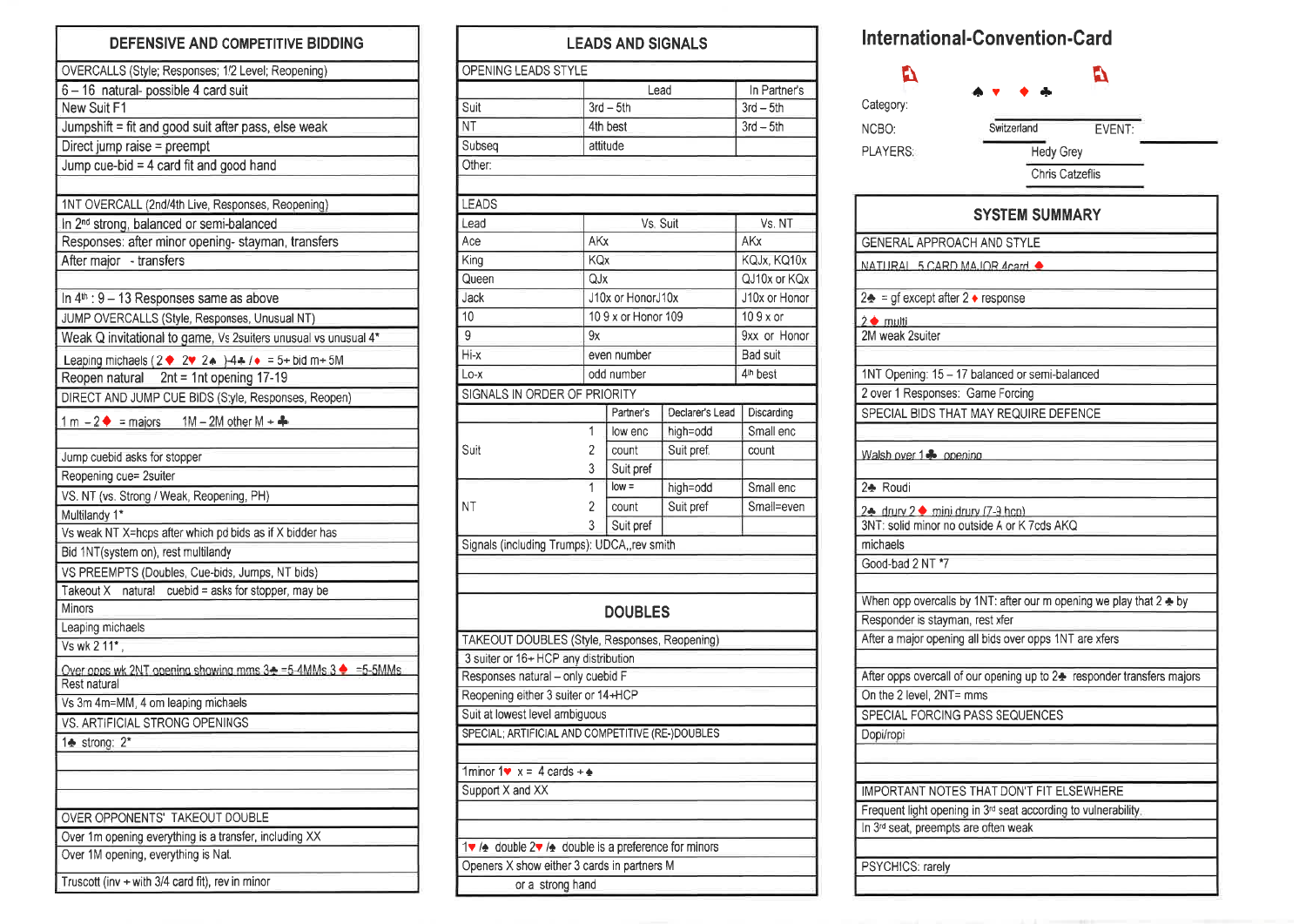## DEFENSIVE AND COMPETITIVE BIDDING

**OVERCALLS (Style; Responses; 1/2 Level; Reopening)**

6 – 16 natural- possible 4 card suit
New Suit F1
Jumpshift = fit and good suit after pass, else weak
Direct jump raise = preempt
Jump cue-bid = 4 card fit and good hand

**1NT OVERCALL (2nd/4th Live, Responses, Reopening)**

In 2nd strong, balanced or semi-balanced
Responses: after minor opening- stayman, transfers
After major - transfers

In 4th : 9 – 13 Responses same as above

**JUMP OVERCALLS (Style, Responses, Unusual NT)**

Weak Q invitational to game, Vs 2suiters unusual vs unusual 4*
Leaping michaels (2♦ 2♥ 2♠ )4♣ / ♦ = 5+ bid m+ 5M
Reopen natural 2nt = 1nt opening 17-19

**DIRECT AND JUMP CUE BIDS (Style, Responses, Reopen)**

1 m – 2♦ = majors 1M – 2M other M + ♣

Jump cuebid asks for stopper
Reopening cue= 2suiter

**VS. NT (vs. Strong / Weak, Reopening, PH)**

Multilandy 1*
Vs weak NT X=hcps after which pd bids as if X bidder has
Bid 1NT(system on), rest multilandy

**VS PREEMPTS (Doubles, Cue-bids, Jumps, NT bids)**

Takeout X natural cuebid = asks for stopper, may be
Minors
Leaping michaels
Vs wk 2 11*,
Over opps wk 2NT opening showing mms 3♣ =5-4MMs 3♦ =5-5MMs
Rest natural
Vs 3m 4m=MM, 4 om leaping michaels

**VS. ARTIFICIAL STRONG OPENINGS**

1♣ strong: 2*

**OVER OPPONENTS' TAKEOUT DOUBLE**

Over 1m opening everything is a transfer, including XX
Over 1M opening, everything is Nat.

Truscott (inv + with 3/4 card fit), rev in minor

## LEADS AND SIGNALS

**OPENING LEADS STYLE**

| | Lead | In Partner's |
|---|---|---|
| Suit | 3rd – 5th | 3rd – 5th |
| NT | 4th best | 3rd – 5th |
| Subseq | attitude | |
| Other: | | |

**LEADS**

| Lead | Vs. Suit | Vs. NT |
|---|---|---|
| Ace | AKx | AKx |
| King | KQx | KQJx, KQ10x |
| Queen | QJx | QJ10x or KQx |
| Jack | J10x or HonorJ10x | J10x or Honor |
| 10 | 10 9 x or Honor 109 | 10 9 x or |
| 9 | 9x | 9xx or Honor |
| Hi-x | even number | Bad suit |
| Lo-x | odd number | 4th best |

**SIGNALS IN ORDER OF PRIORITY**

| | | Partner's | Declarer's Lead | Discarding |
|---|---|---|---|---|
| Suit | 1 | low enc | high=odd | Small enc |
| | 2 | count | Suit pref. | count |
| | 3 | Suit pref | | |
| NT | 1 | low = | high=odd | Small enc |
| | 2 | count | Suit pref | Small=even |
| | 3 | Suit pref | | |

Signals (including Trumps): UDCA,,rev smith

## DOUBLES

**TAKEOUT DOUBLES (Style, Responses, Reopening)**

3 suiter or 16+ HCP any distribution
Responses natural – only cuebid F
Reopening either 3 suiter or 14+HCP
Suit at lowest level ambiguous

**SPECIAL, ARTIFICIAL AND COMPETITIVE (RE-)DOUBLES**

1minor 1♥ x = 4 cards + ♠
Support X and XX

1♥ /♠ double 2♥ /♠ double is a preference for minors
Openers X show either 3 cards in partners M
or a strong hand

# International-Convention-Card

Category:
NCBO: Switzerland EVENT:
PLAYERS: Hedy Grey
Chris Catzeflis

## SYSTEM SUMMARY

**GENERAL APPROACH AND STYLE**

NATURAL 5 CARD MAJOR 4card ♦

2♣ = gf except after 2 ♦ response

2♦ multi
2M weak 2suiter

1NT Opening: 15 – 17 balanced or semi-balanced
2 over 1 Responses: Game Forcing

**SPECIAL BIDS THAT MAY REQUIRE DEFENCE**

Walsh over 1♣ opening

2♣ Roudi

2♣ drury 2♦ mini drury (7-9 hcp)
3NT: solid minor no outside A or K 7cds AKQ
michaels
Good-bad 2 NT *7

When opp overcalls by 1NT: after our m opening we play that 2♣ by
Responder is stayman, rest xfer
After a major opening all bids over opps 1NT are xfers

After opps overcall of our opening up to 2♣ responder transfers majors
On the 2 level, 2NT= mms

**SPECIAL FORCING PASS SEQUENCES**

Dopi/ropi

**IMPORTANT NOTES THAT DON'T FIT ELSEWHERE**

Frequent light opening in 3rd seat according to vulnerability.
In 3rd seat, preempts are often weak

**PSYCHICS:** rarely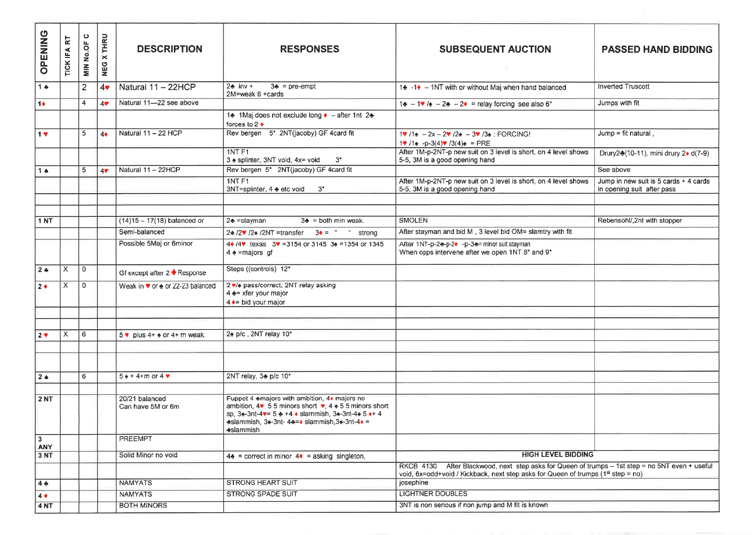| OPENING | TICK IFA RT | MIN No.OF C | NEG X THRU | DESCRIPTION | RESPONSES | SUBSEQUENT AUCTION | PASSED HAND BIDDING |
|---|---|---|---|---|---|---|---|
| 1♣ | | 2 | 4♥ | Natural 11 – 22HCP | 2♣ inv + 3♣ = pre-empt<br>2M=weak 6 +cards | 1♣ -1♦ – 1NT with or without Maj when hand balanced | Inverted Truscott |
| 1♦ | | 4 | 4♥ | Natural 11—22 see above | | 1♣ – 1♥ /♠ – 2♣ – 2♦ = relay forcing see also 6* | Jumps with fit |
| | | | | | 1♣ 1Maj does not exclude long ♦ – after 1nt 2♣ forces to 2 ♦ | | |
| 1♥ | | 5 | 4♦ | Natural 11 – 22 HCP | Rev bergen 5* 2NT(jacoby) GF 4card fit | 1♥ /1♠ – 2x – 2♥ /2♠ – 3♥ /3♠ : FORCING!<br>1♥ /1♠ -p-3(4)♥ /3(4)♠ = PRE | Jump = fit natural , |
| | | | | | 1NT F1<br>3 ♠ splinter, 3NT void, 4x= void 3* | After 1M-p-2NT-p new suit on 3 level is short, on 4 level shows 5-5, 3M is a good opening hand | Drury2♣(10-11), mini drury 2♦ d(7-9) |
| 1♠ | | 5 | 4♥ | Natural 11 – 22HCP | Rev bergen 5* 2NT(jacoby) GF 4card fit | | See above |
| | | | | | 1NT F1<br>3NT=splinter, 4 ♣ etc void 3* | After 1M-p-2NT-p new suit on 3 level is short, on 4 level shows 5-5, 3M is a good opening hand | Jump in new suit is 5 cards + 4 cards in opening suit after pass |
| | | | | | | | |
| | | | | | | | |
| 1 NT | | | | (14)15 – 17(18) balanced or | 2♣ =stayman 3♣ = both min weak. | SMOLEN | Rebensohl/,2nt with stopper |
| | | | | Semi-balanced | 2♠ /2♥ /2♠ /2NT =transfer 3♦ = " " strong | After stayman and bid M , 3 level bid OM= slamtry with fit | |
| | | | | Possible 5Maj or 6minor | 4♦ /4♥ texas 3♥ =3154 or 3145 3♠ =1354 or 1345<br>4 ♠ =majors gf | After 1NT-p-2♣-p-2♦ -p-3♠= minor suit stayman<br>When opps intervene after we open 1NT 8* and 9* | |
| 2♣ | X | 0 | | Gf except after 2 ♦ Response | Steps ((controls) 12* | | |
| 2♦ | X | 0 | | Weak in ♥ or ♠ or 22-23 balanced | 2 ♥/♠ pass/correct, 2NT relay asking<br>4 ♣= xfer your major<br>4 ♦= bid your major | | |
| | | | | | | | |
| | | | | | | | |
| 2♥ | X | 6 | | 5 ♥ plus 4+ ♠ or 4+ m weak | 2♠ p/c , 2NT relay 10* | | |
| | | | | | | | |
| | | | | | | | |
| 2♠ | | 6 | | 5 ♠ + 4+m or 4 ♥ | 2NT relay, 3♣ p/c 10* | | |
| | | | | | | | |
| 2 NT | | | | 20/21 balanced<br>Can have 5M or 6m | Puppet 4 ♣majors with ambition, 4♦ majors no ambition, 4♥ 5 5 minors short ♥, 4 ♠ 5 5 minors short sp, 3♠-3nt-4♥= 5 ♣ +4 ♦ slammish, 3♠-3nt-4♠ 5 ♦+ 4 ♣slammish, 3♠-3nt- 4♣=♦ slammish,3♠-3nt-4♦ = ♣slammish | | |
| 3 ANY | | | | PREEMPT | | | |
| 3 NT | | | | Solid Minor no void | 4♣ = correct in minor 4♦ = asking singleton, | **HIGH LEVEL BIDDING** | |
| | | | | | | RKCB 4130 After Blackwood, next step asks for Queen of trumps – 1st step = no 5NT even + useful void, 6x=odd+void / Kickback, next step asks for Queen of trumps (1st step = no) | |
| 4♣ | | | | NAMYATS | STRONG HEART SUIT | josephine | |
| 4♦ | | | | NAMYATS | STRONG SPADE SUIT | LIGHTNER DOUBLES | |
| 4 NT | | | | BOTH MINORS | | 3NT is non serious if non jump and M fit is known | |